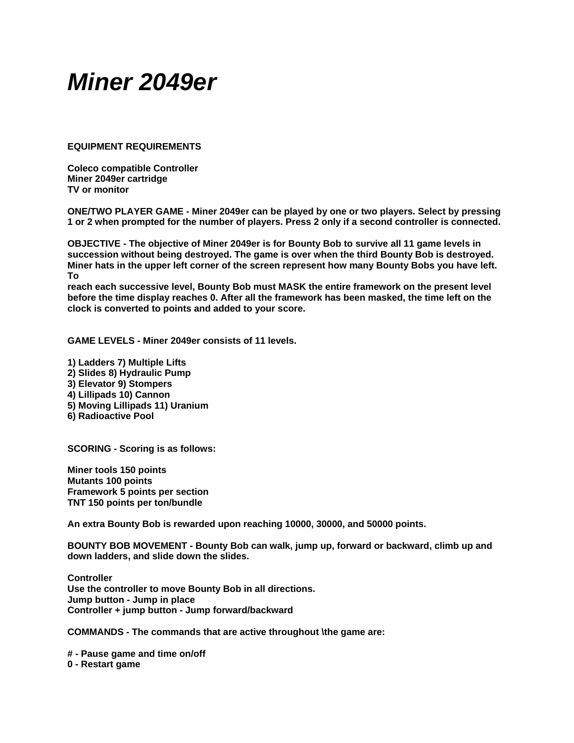# *Miner 2049er*

**EQUIPMENT REQUIREMENTS**

**Coleco compatible Controller**
**Miner 2049er cartridge**
**TV or monitor**

**ONE/TWO PLAYER GAME - Miner 2049er can be played by one or two players. Select by pressing 1 or 2 when prompted for the number of players. Press 2 only if a second controller is connected.**

**OBJECTIVE - The objective of Miner 2049er is for Bounty Bob to survive all 11 game levels in succession without being destroyed. The game is over when the third Bounty Bob is destroyed. Miner hats in the upper left corner of the screen represent how many Bounty Bobs you have left. To**
**reach each successive level, Bounty Bob must MASK the entire framework on the present level before the time display reaches 0. After all the framework has been masked, the time left on the clock is converted to points and added to your score.**

**GAME LEVELS - Miner 2049er consists of 11 levels.**

**1) Ladders 7) Multiple Lifts**
**2) Slides 8) Hydraulic Pump**
**3) Elevator 9) Stompers**
**4) Lillipads 10) Cannon**
**5) Moving Lillipads 11) Uranium**
**6) Radioactive Pool**

**SCORING - Scoring is as follows:**

**Miner tools 150 points**
**Mutants 100 points**
**Framework 5 points per section**
**TNT 150 points per ton/bundle**

**An extra Bounty Bob is rewarded upon reaching 10000, 30000, and 50000 points.**

**BOUNTY BOB MOVEMENT - Bounty Bob can walk, jump up, forward or backward, climb up and down ladders, and slide down the slides.**

**Controller**
**Use the controller to move Bounty Bob in all directions.**
**Jump button - Jump in place**
**Controller + jump button - Jump forward/backward**

**COMMANDS - The commands that are active throughout \the game are:**

**# - Pause game and time on/off**
**0 - Restart game**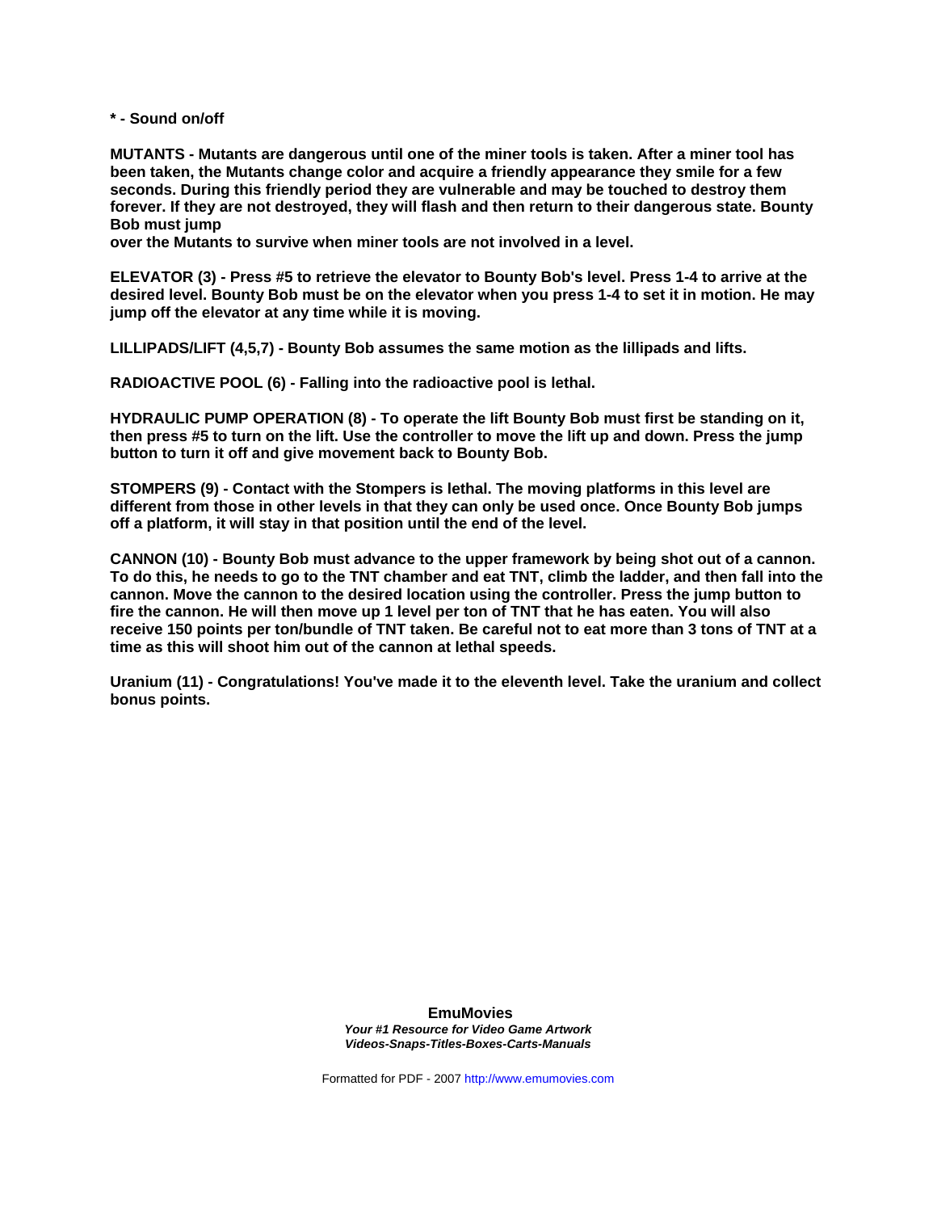**\* - Sound on/off**

**MUTANTS - Mutants are dangerous until one of the miner tools is taken. After a miner tool has been taken, the Mutants change color and acquire a friendly appearance they smile for a few seconds. During this friendly period they are vulnerable and may be touched to destroy them forever. If they are not destroyed, they will flash and then return to their dangerous state. Bounty Bob must jump over the Mutants to survive when miner tools are not involved in a level.**

**ELEVATOR (3) - Press #5 to retrieve the elevator to Bounty Bob's level. Press 1-4 to arrive at the desired level. Bounty Bob must be on the elevator when you press 1-4 to set it in motion. He may jump off the elevator at any time while it is moving.**

**LILLIPADS/LIFT (4,5,7) - Bounty Bob assumes the same motion as the lillipads and lifts.**

**RADIOACTIVE POOL (6) - Falling into the radioactive pool is lethal.**

**HYDRAULIC PUMP OPERATION (8) - To operate the lift Bounty Bob must first be standing on it, then press #5 to turn on the lift. Use the controller to move the lift up and down. Press the jump button to turn it off and give movement back to Bounty Bob.**

**STOMPERS (9) - Contact with the Stompers is lethal. The moving platforms in this level are different from those in other levels in that they can only be used once. Once Bounty Bob jumps off a platform, it will stay in that position until the end of the level.**

**CANNON (10) - Bounty Bob must advance to the upper framework by being shot out of a cannon. To do this, he needs to go to the TNT chamber and eat TNT, climb the ladder, and then fall into the cannon. Move the cannon to the desired location using the controller. Press the jump button to fire the cannon. He will then move up 1 level per ton of TNT that he has eaten. You will also receive 150 points per ton/bundle of TNT taken. Be careful not to eat more than 3 tons of TNT at a time as this will shoot him out of the cannon at lethal speeds.**

**Uranium (11) - Congratulations! You've made it to the eleventh level. Take the uranium and collect bonus points.**

**EmuMovies**
***Your #1 Resource for Video Game Artwork***
***Videos-Snaps-Titles-Boxes-Carts-Manuals***

Formatted for PDF - 2007 http://www.emumovies.com